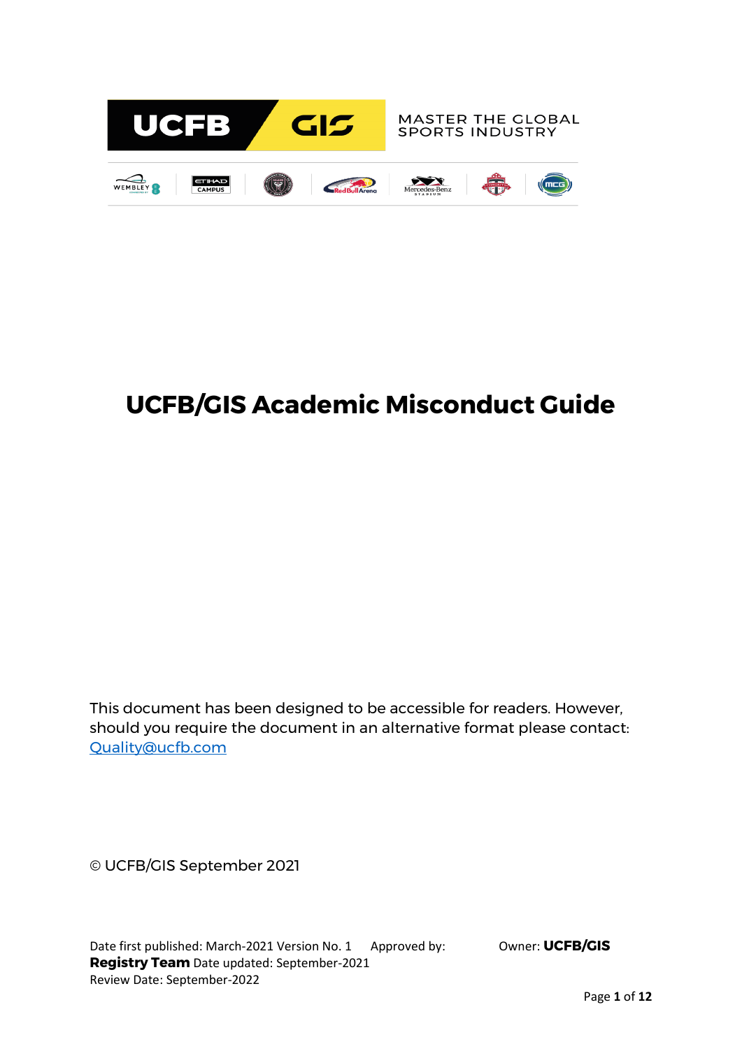# UCFB/GIS Academic Misconduct Guide

This document has been designed to be accessible for readers. However, should you require the document in an alternative format please contact: [Quality@ucfb.com](mailto:Quality@ucfb.com)

© UCFB/GIS September 2021

Date first published: March-2021 Version No. 1 Approved by: **Registry Team** Owner: **UCFB/GIS** Date updated: September-2021
Review Date: September-2022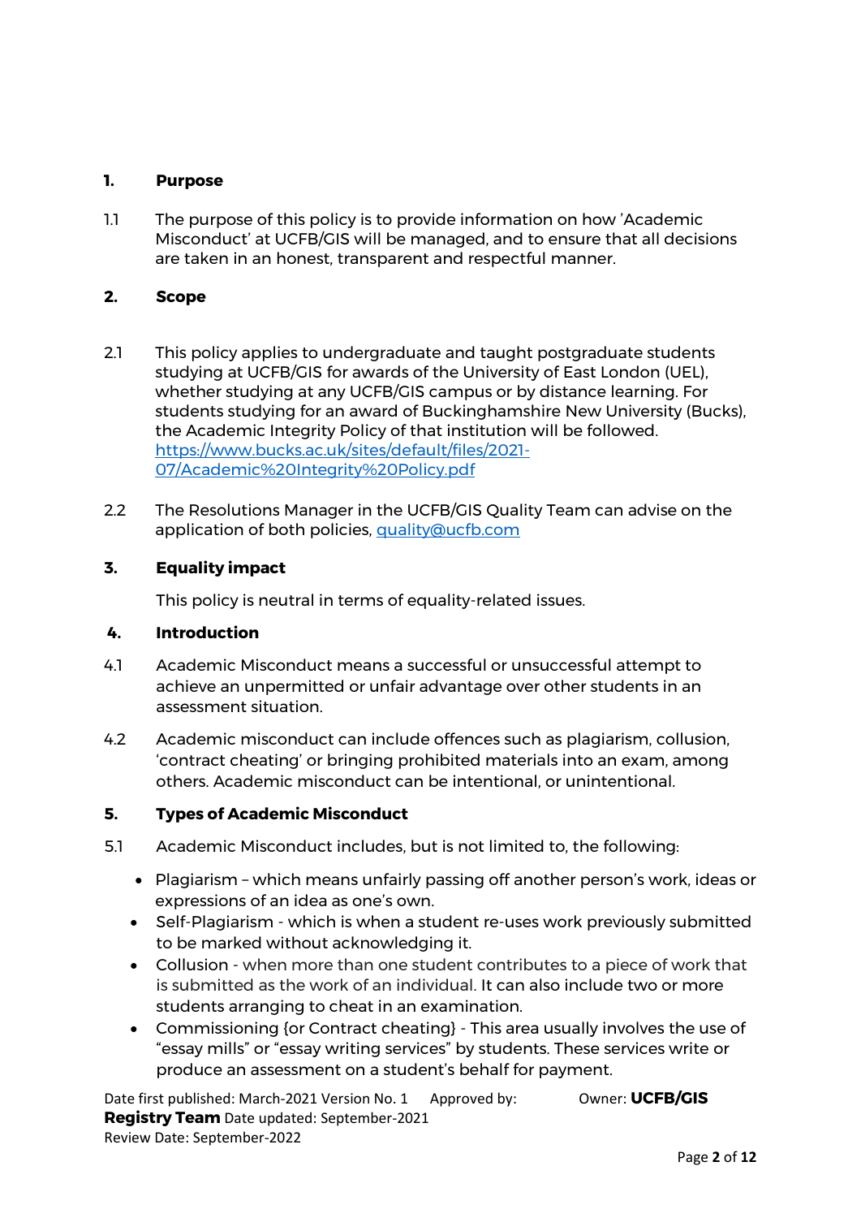## 1. Purpose

1.1 The purpose of this policy is to provide information on how 'Academic Misconduct' at UCFB/GIS will be managed, and to ensure that all decisions are taken in an honest, transparent and respectful manner.

## 2. Scope

2.1 This policy applies to undergraduate and taught postgraduate students studying at UCFB/GIS for awards of the University of East London (UEL), whether studying at any UCFB/GIS campus or by distance learning. For students studying for an award of Buckinghamshire New University (Bucks), the Academic Integrity Policy of that institution will be followed. [https://www.bucks.ac.uk/sites/default/files/2021-07/Academic%20Integrity%20Policy.pdf](https://www.bucks.ac.uk/sites/default/files/2021-07/Academic%20Integrity%20Policy.pdf)

2.2 The Resolutions Manager in the UCFB/GIS Quality Team can advise on the application of both policies, [quality@ucfb.com](mailto:quality@ucfb.com)

## 3. Equality impact

This policy is neutral in terms of equality-related issues.

## 4. Introduction

4.1 Academic Misconduct means a successful or unsuccessful attempt to achieve an unpermitted or unfair advantage over other students in an assessment situation.

4.2 Academic misconduct can include offences such as plagiarism, collusion, 'contract cheating' or bringing prohibited materials into an exam, among others. Academic misconduct can be intentional, or unintentional.

## 5. Types of Academic Misconduct

5.1 Academic Misconduct includes, but is not limited to, the following:

- Plagiarism – which means unfairly passing off another person's work, ideas or expressions of an idea as one's own.
- Self-Plagiarism - which is when a student re-uses work previously submitted to be marked without acknowledging it.
- Collusion - when more than one student contributes to a piece of work that is submitted as the work of an individual. It can also include two or more students arranging to cheat in an examination.
- Commissioning {or Contract cheating} - This area usually involves the use of "essay mills" or "essay writing services" by students. These services write or produce an assessment on a student's behalf for payment.

Date first published: March-2021 Version No. 1 Approved by: Owner: **UCFB/GIS Registry Team** Date updated: September-2021
Review Date: September-2022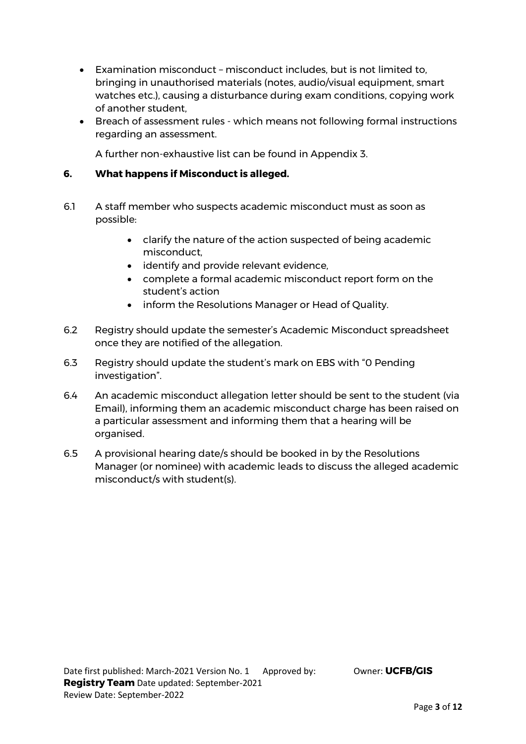- Examination misconduct – misconduct includes, but is not limited to, bringing in unauthorised materials (notes, audio/visual equipment, smart watches etc.), causing a disturbance during exam conditions, copying work of another student,
- Breach of assessment rules - which means not following formal instructions regarding an assessment.

A further non-exhaustive list can be found in Appendix 3.

## 6. What happens if Misconduct is alleged.

6.1 A staff member who suspects academic misconduct must as soon as possible:

- clarify the nature of the action suspected of being academic misconduct,
- identify and provide relevant evidence,
- complete a formal academic misconduct report form on the student's action
- inform the Resolutions Manager or Head of Quality.

6.2 Registry should update the semester's Academic Misconduct spreadsheet once they are notified of the allegation.

6.3 Registry should update the student's mark on EBS with "0 Pending investigation".

6.4 An academic misconduct allegation letter should be sent to the student (via Email), informing them an academic misconduct charge has been raised on a particular assessment and informing them that a hearing will be organised.

6.5 A provisional hearing date/s should be booked in by the Resolutions Manager (or nominee) with academic leads to discuss the alleged academic misconduct/s with student(s).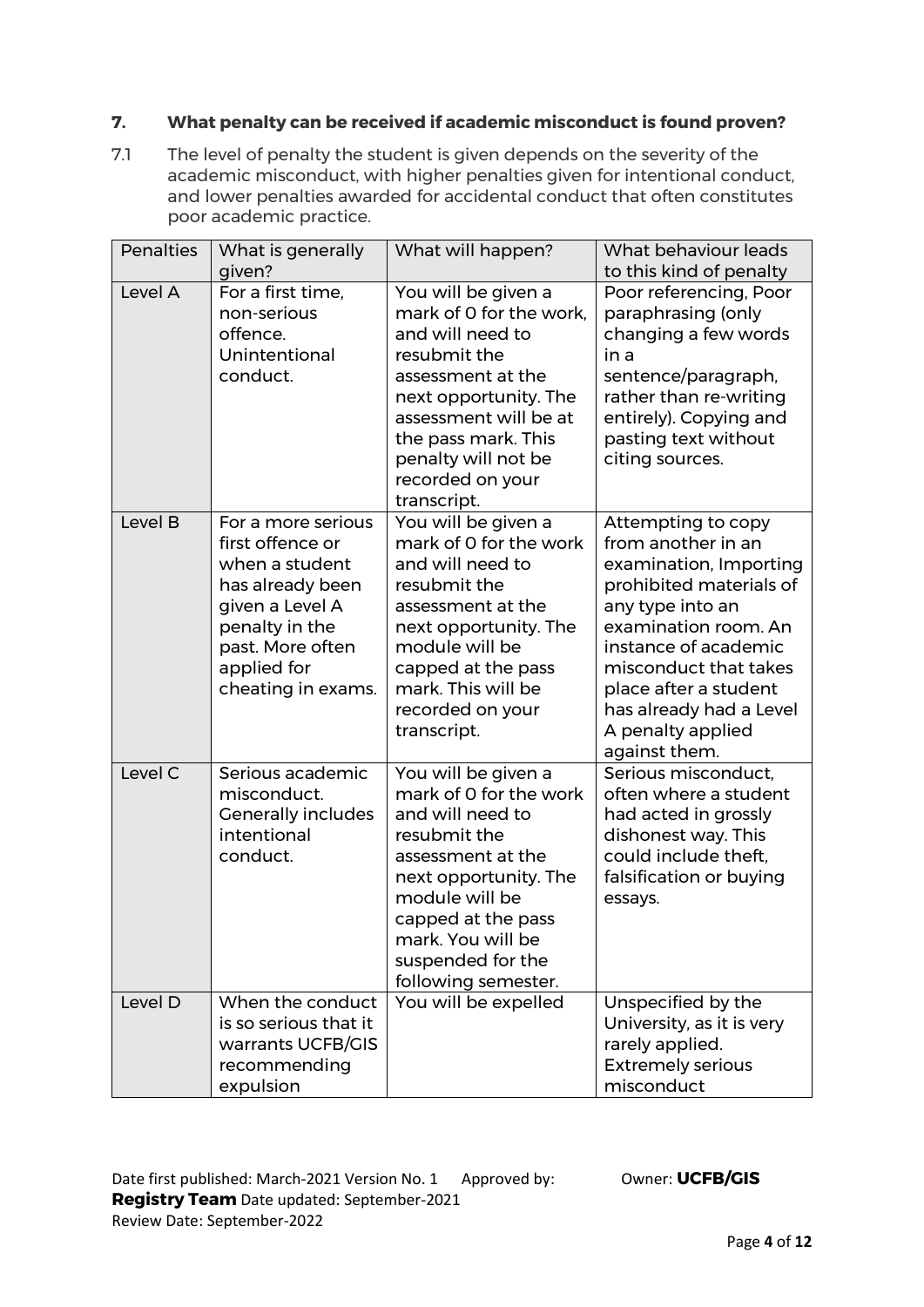### 7. What penalty can be received if academic misconduct is found proven?

7.1 The level of penalty the student is given depends on the severity of the academic misconduct, with higher penalties given for intentional conduct, and lower penalties awarded for accidental conduct that often constitutes poor academic practice.

| Penalties | What is generally given? | What will happen? | What behaviour leads to this kind of penalty |
|---|---|---|---|
| Level A | For a first time, non-serious offence. Unintentional conduct. | You will be given a mark of 0 for the work, and will need to resubmit the assessment at the next opportunity. The assessment will be at the pass mark. This penalty will not be recorded on your transcript. | Poor referencing, Poor paraphrasing (only changing a few words in a sentence/paragraph, rather than re-writing entirely). Copying and pasting text without citing sources. |
| Level B | For a more serious first offence or when a student has already been given a Level A penalty in the past. More often applied for cheating in exams. | You will be given a mark of 0 for the work and will need to resubmit the assessment at the next opportunity. The module will be capped at the pass mark. This will be recorded on your transcript. | Attempting to copy from another in an examination, Importing prohibited materials of any type into an examination room. An instance of academic misconduct that takes place after a student has already had a Level A penalty applied against them. |
| Level C | Serious academic misconduct. Generally includes intentional conduct. | You will be given a mark of 0 for the work and will need to resubmit the assessment at the next opportunity. The module will be capped at the pass mark. You will be suspended for the following semester. | Serious misconduct, often where a student had acted in grossly dishonest way. This could include theft, falsification or buying essays. |
| Level D | When the conduct is so serious that it warrants UCFB/GIS recommending expulsion | You will be expelled | Unspecified by the University, as it is very rarely applied. Extremely serious misconduct |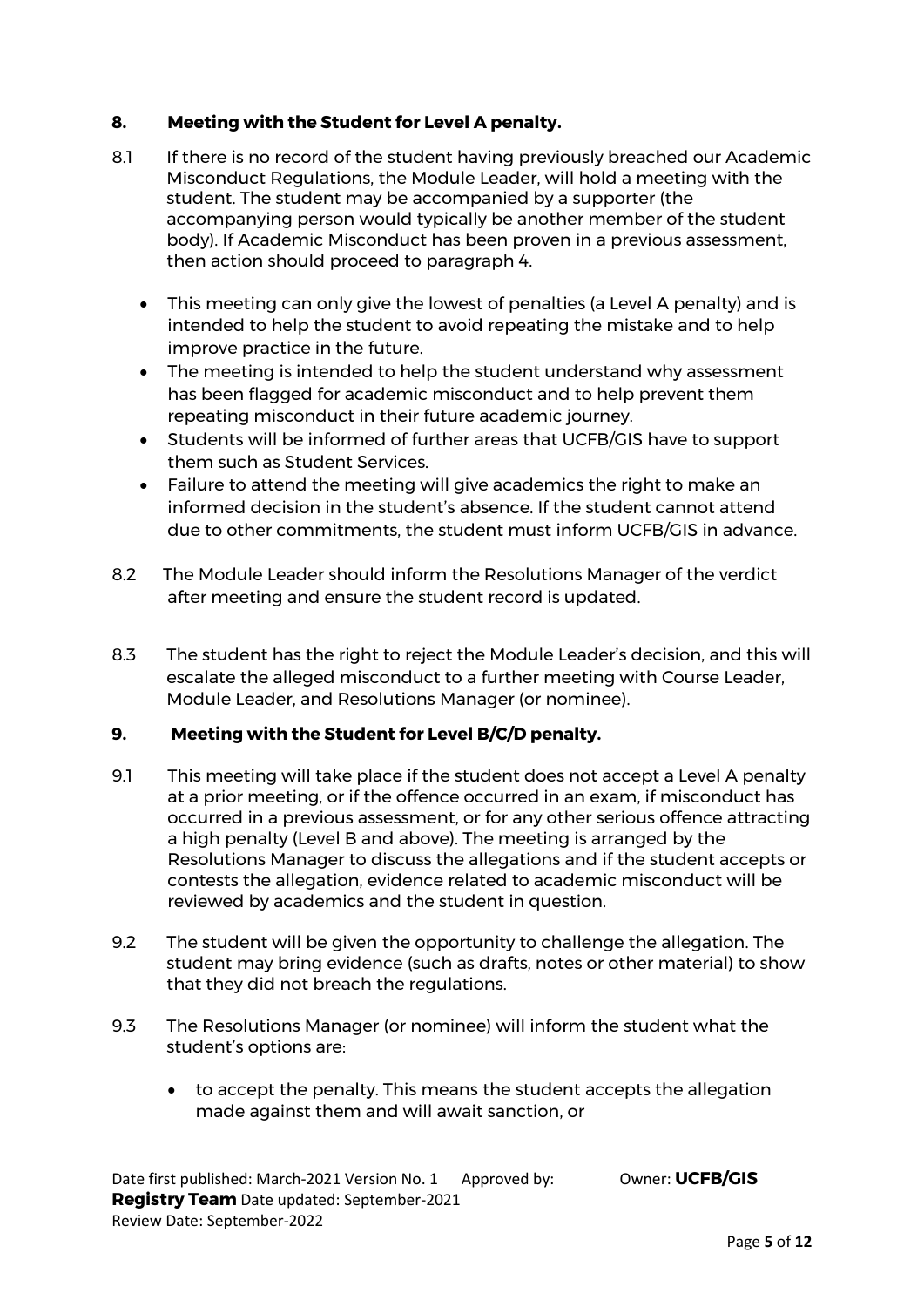## 8. Meeting with the Student for Level A penalty.

8.1 If there is no record of the student having previously breached our Academic Misconduct Regulations, the Module Leader, will hold a meeting with the student. The student may be accompanied by a supporter (the accompanying person would typically be another member of the student body). If Academic Misconduct has been proven in a previous assessment, then action should proceed to paragraph 4.

- This meeting can only give the lowest of penalties (a Level A penalty) and is intended to help the student to avoid repeating the mistake and to help improve practice in the future.
- The meeting is intended to help the student understand why assessment has been flagged for academic misconduct and to help prevent them repeating misconduct in their future academic journey.
- Students will be informed of further areas that UCFB/GIS have to support them such as Student Services.
- Failure to attend the meeting will give academics the right to make an informed decision in the student's absence. If the student cannot attend due to other commitments, the student must inform UCFB/GIS in advance.

8.2 The Module Leader should inform the Resolutions Manager of the verdict after meeting and ensure the student record is updated.

8.3 The student has the right to reject the Module Leader's decision, and this will escalate the alleged misconduct to a further meeting with Course Leader, Module Leader, and Resolutions Manager (or nominee).

## 9. Meeting with the Student for Level B/C/D penalty.

9.1 This meeting will take place if the student does not accept a Level A penalty at a prior meeting, or if the offence occurred in an exam, if misconduct has occurred in a previous assessment, or for any other serious offence attracting a high penalty (Level B and above). The meeting is arranged by the Resolutions Manager to discuss the allegations and if the student accepts or contests the allegation, evidence related to academic misconduct will be reviewed by academics and the student in question.

9.2 The student will be given the opportunity to challenge the allegation. The student may bring evidence (such as drafts, notes or other material) to show that they did not breach the regulations.

9.3 The Resolutions Manager (or nominee) will inform the student what the student's options are:

- to accept the penalty. This means the student accepts the allegation made against them and will await sanction, or

Date first published: March-2021 Version No. 1 Approved by: Owner: **UCFB/GIS Registry Team** Date updated: September-2021
Review Date: September-2022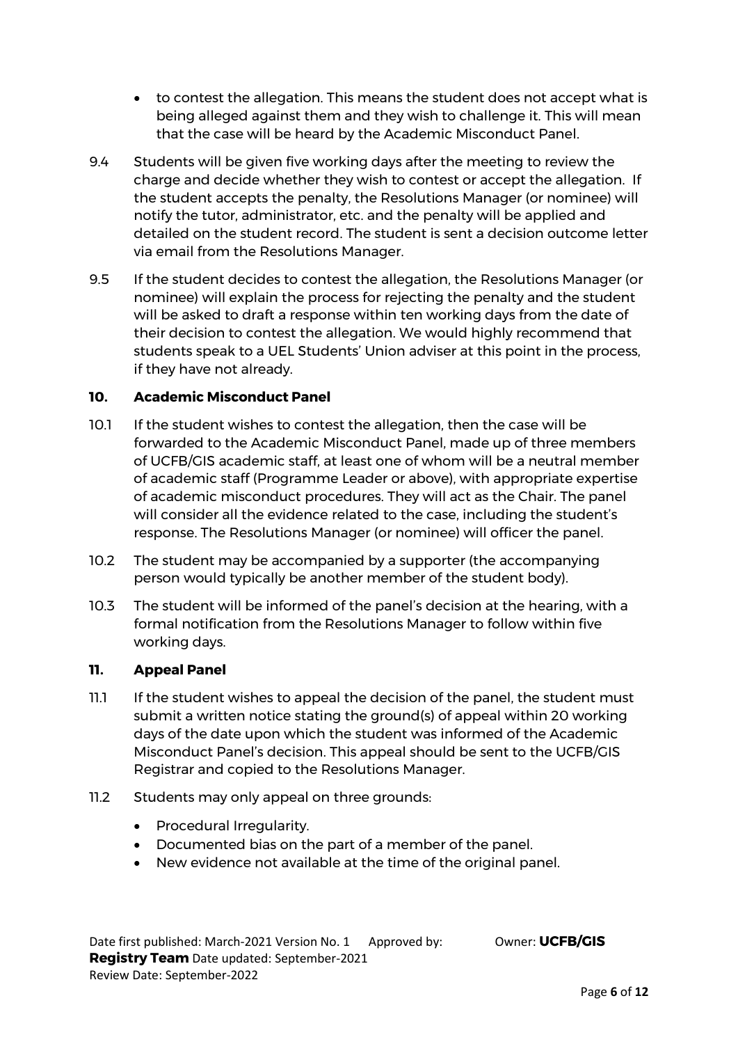- to contest the allegation. This means the student does not accept what is being alleged against them and they wish to challenge it. This will mean that the case will be heard by the Academic Misconduct Panel.

9.4 Students will be given five working days after the meeting to review the charge and decide whether they wish to contest or accept the allegation. If the student accepts the penalty, the Resolutions Manager (or nominee) will notify the tutor, administrator, etc. and the penalty will be applied and detailed on the student record. The student is sent a decision outcome letter via email from the Resolutions Manager.

9.5 If the student decides to contest the allegation, the Resolutions Manager (or nominee) will explain the process for rejecting the penalty and the student will be asked to draft a response within ten working days from the date of their decision to contest the allegation. We would highly recommend that students speak to a UEL Students' Union adviser at this point in the process, if they have not already.

## 10. Academic Misconduct Panel

10.1 If the student wishes to contest the allegation, then the case will be forwarded to the Academic Misconduct Panel, made up of three members of UCFB/GIS academic staff, at least one of whom will be a neutral member of academic staff (Programme Leader or above), with appropriate expertise of academic misconduct procedures. They will act as the Chair. The panel will consider all the evidence related to the case, including the student's response. The Resolutions Manager (or nominee) will officer the panel.

10.2 The student may be accompanied by a supporter (the accompanying person would typically be another member of the student body).

10.3 The student will be informed of the panel's decision at the hearing, with a formal notification from the Resolutions Manager to follow within five working days.

## 11. Appeal Panel

11.1 If the student wishes to appeal the decision of the panel, the student must submit a written notice stating the ground(s) of appeal within 20 working days of the date upon which the student was informed of the Academic Misconduct Panel's decision. This appeal should be sent to the UCFB/GIS Registrar and copied to the Resolutions Manager.

11.2 Students may only appeal on three grounds:

- Procedural Irregularity.
- Documented bias on the part of a member of the panel.
- New evidence not available at the time of the original panel.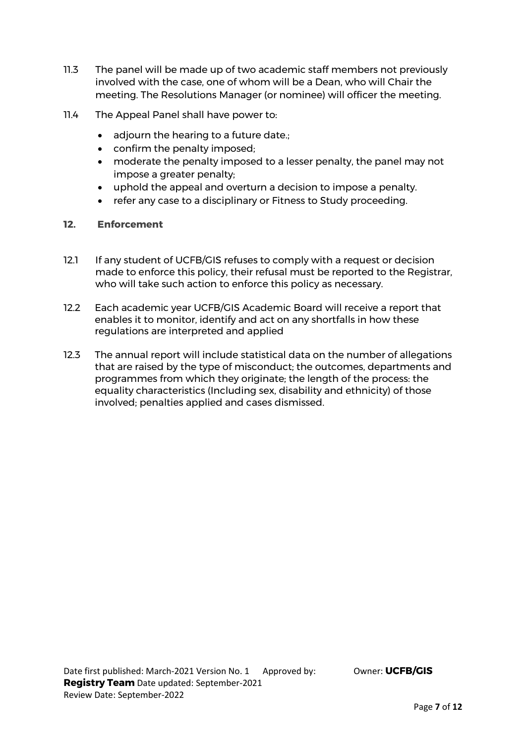11.3 The panel will be made up of two academic staff members not previously involved with the case, one of whom will be a Dean, who will Chair the meeting. The Resolutions Manager (or nominee) will officer the meeting.

11.4 The Appeal Panel shall have power to:

- adjourn the hearing to a future date.;
- confirm the penalty imposed;
- moderate the penalty imposed to a lesser penalty, the panel may not impose a greater penalty;
- uphold the appeal and overturn a decision to impose a penalty.
- refer any case to a disciplinary or Fitness to Study proceeding.

## 12. Enforcement

12.1 If any student of UCFB/GIS refuses to comply with a request or decision made to enforce this policy, their refusal must be reported to the Registrar, who will take such action to enforce this policy as necessary.

12.2 Each academic year UCFB/GIS Academic Board will receive a report that enables it to monitor, identify and act on any shortfalls in how these regulations are interpreted and applied

12.3 The annual report will include statistical data on the number of allegations that are raised by the type of misconduct; the outcomes, departments and programmes from which they originate; the length of the process: the equality characteristics (Including sex, disability and ethnicity) of those involved; penalties applied and cases dismissed.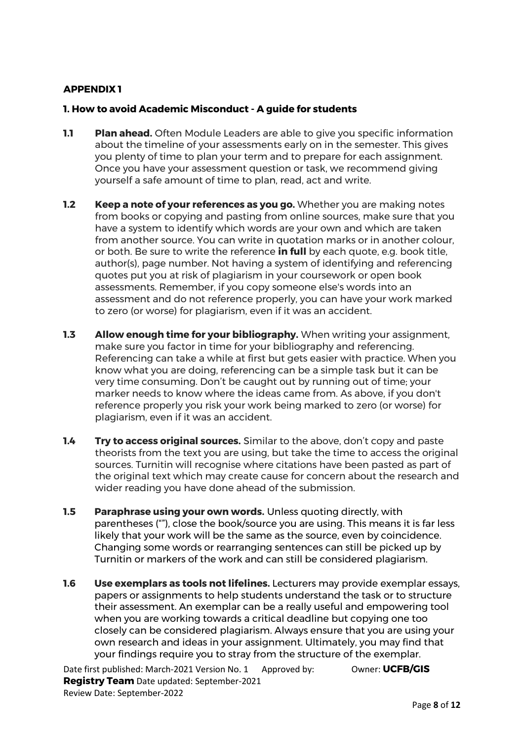## APPENDIX 1

### 1. How to avoid Academic Misconduct - A guide for students

**1.1** **Plan ahead.** Often Module Leaders are able to give you specific information about the timeline of your assessments early on in the semester. This gives you plenty of time to plan your term and to prepare for each assignment. Once you have your assessment question or task, we recommend giving yourself a safe amount of time to plan, read, act and write.

**1.2** **Keep a note of your references as you go.** Whether you are making notes from books or copying and pasting from online sources, make sure that you have a system to identify which words are your own and which are taken from another source. You can write in quotation marks or in another colour, or both. Be sure to write the reference **in full** by each quote, e.g. book title, author(s), page number. Not having a system of identifying and referencing quotes put you at risk of plagiarism in your coursework or open book assessments. Remember, if you copy someone else's words into an assessment and do not reference properly, you can have your work marked to zero (or worse) for plagiarism, even if it was an accident.

**1.3** **Allow enough time for your bibliography.** When writing your assignment, make sure you factor in time for your bibliography and referencing. Referencing can take a while at first but gets easier with practice. When you know what you are doing, referencing can be a simple task but it can be very time consuming. Don't be caught out by running out of time; your marker needs to know where the ideas came from. As above, if you don't reference properly you risk your work being marked to zero (or worse) for plagiarism, even if it was an accident.

**1.4** **Try to access original sources.** Similar to the above, don't copy and paste theorists from the text you are using, but take the time to access the original sources. Turnitin will recognise where citations have been pasted as part of the original text which may create cause for concern about the research and wider reading you have done ahead of the submission.

**1.5** **Paraphrase using your own words.** Unless quoting directly, with parentheses (""), close the book/source you are using. This means it is far less likely that your work will be the same as the source, even by coincidence. Changing some words or rearranging sentences can still be picked up by Turnitin or markers of the work and can still be considered plagiarism.

**1.6** **Use exemplars as tools not lifelines.** Lecturers may provide exemplar essays, papers or assignments to help students understand the task or to structure their assessment. An exemplar can be a really useful and empowering tool when you are working towards a critical deadline but copying one too closely can be considered plagiarism. Always ensure that you are using your own research and ideas in your assignment. Ultimately, you may find that your findings require you to stray from the structure of the exemplar.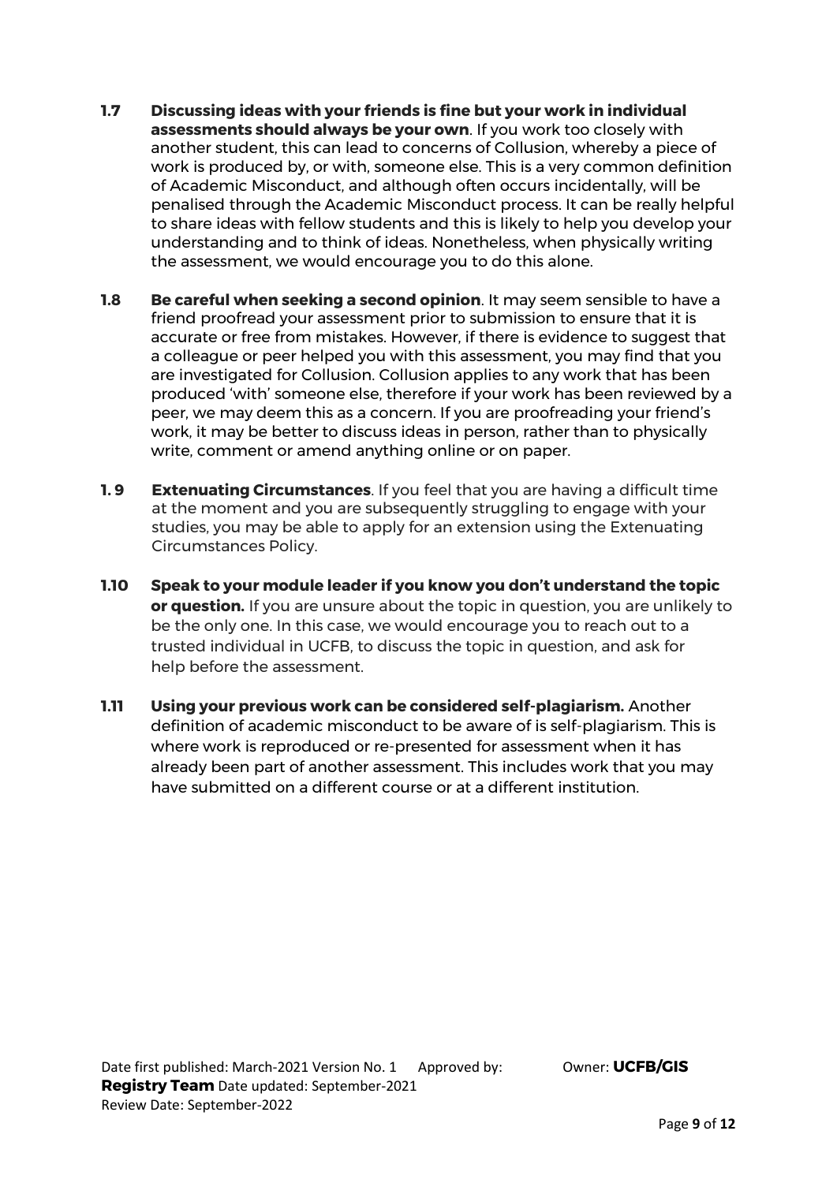**1.7 Discussing ideas with your friends is fine but your work in individual assessments should always be your own**. If you work too closely with another student, this can lead to concerns of Collusion, whereby a piece of work is produced by, or with, someone else. This is a very common definition of Academic Misconduct, and although often occurs incidentally, will be penalised through the Academic Misconduct process. It can be really helpful to share ideas with fellow students and this is likely to help you develop your understanding and to think of ideas. Nonetheless, when physically writing the assessment, we would encourage you to do this alone.

**1.8 Be careful when seeking a second opinion**. It may seem sensible to have a friend proofread your assessment prior to submission to ensure that it is accurate or free from mistakes. However, if there is evidence to suggest that a colleague or peer helped you with this assessment, you may find that you are investigated for Collusion. Collusion applies to any work that has been produced 'with' someone else, therefore if your work has been reviewed by a peer, we may deem this as a concern. If you are proofreading your friend's work, it may be better to discuss ideas in person, rather than to physically write, comment or amend anything online or on paper.

**1. 9 Extenuating Circumstances**. If you feel that you are having a difficult time at the moment and you are subsequently struggling to engage with your studies, you may be able to apply for an extension using the Extenuating Circumstances Policy.

**1.10 Speak to your module leader if you know you don't understand the topic or question.** If you are unsure about the topic in question, you are unlikely to be the only one. In this case, we would encourage you to reach out to a trusted individual in UCFB, to discuss the topic in question, and ask for help before the assessment.

**1.11 Using your previous work can be considered self-plagiarism.** Another definition of academic misconduct to be aware of is self-plagiarism. This is where work is reproduced or re-presented for assessment when it has already been part of another assessment. This includes work that you may have submitted on a different course or at a different institution.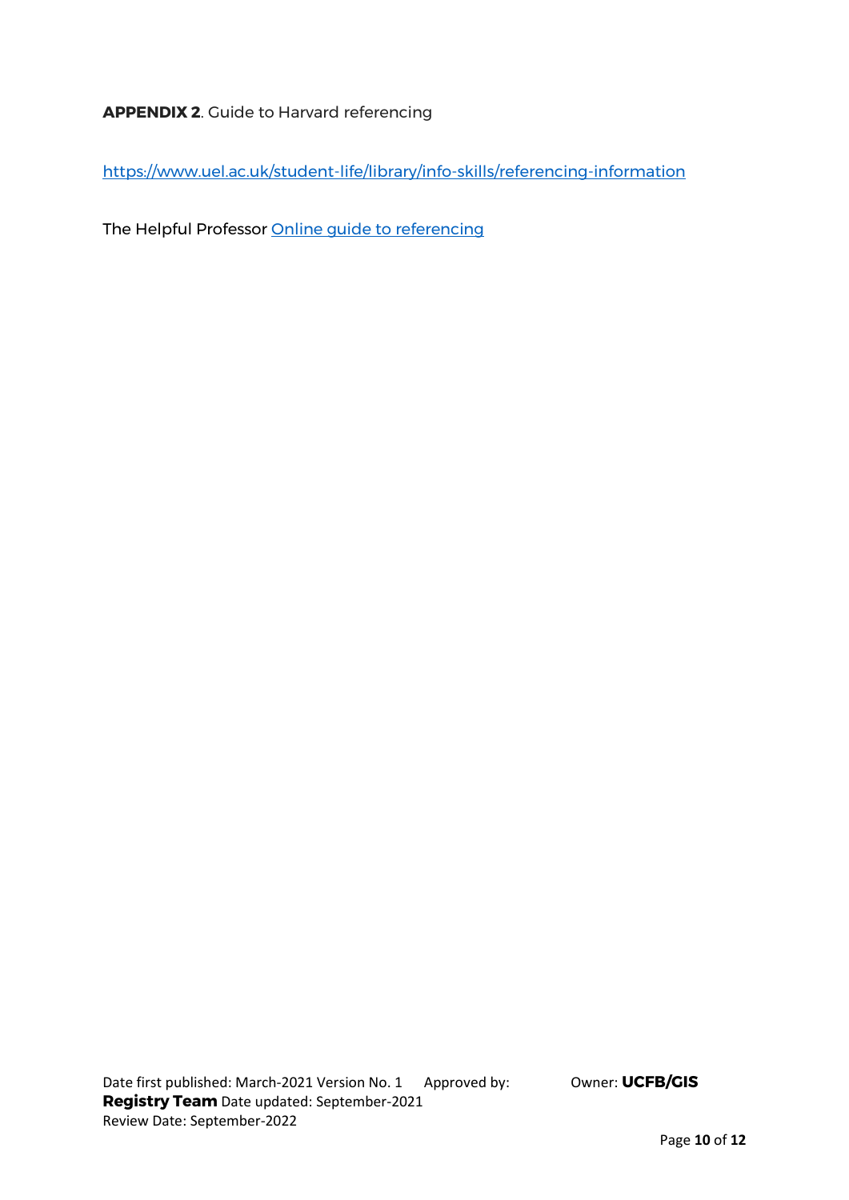**APPENDIX 2**. Guide to Harvard referencing

https://www.uel.ac.uk/student-life/library/info-skills/referencing-information

The Helpful Professor Online guide to referencing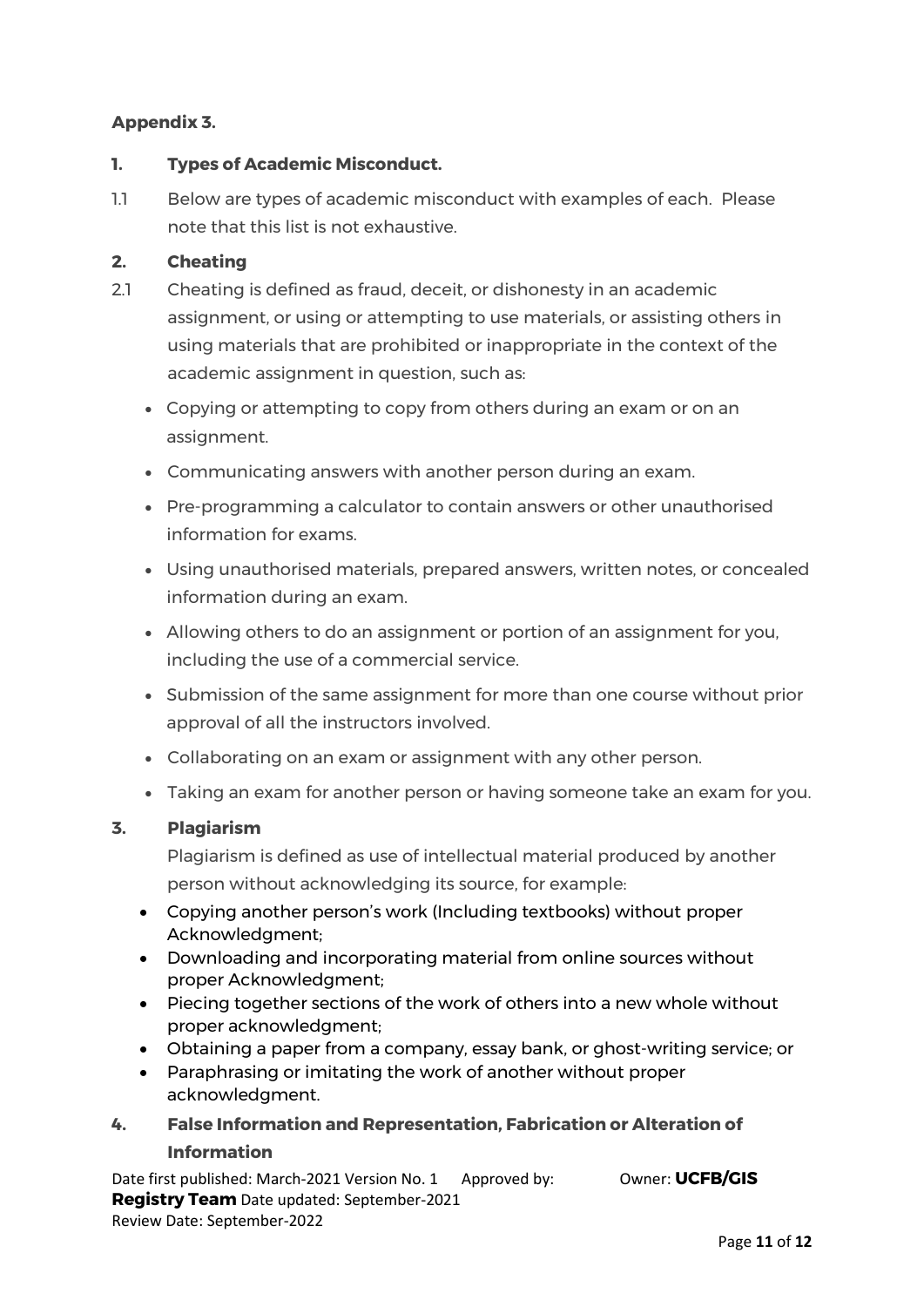**Appendix 3.**

## 1. Types of Academic Misconduct.

1.1 Below are types of academic misconduct with examples of each. Please note that this list is not exhaustive.

## 2. Cheating

2.1 Cheating is defined as fraud, deceit, or dishonesty in an academic assignment, or using or attempting to use materials, or assisting others in using materials that are prohibited or inappropriate in the context of the academic assignment in question, such as:

- Copying or attempting to copy from others during an exam or on an assignment.
- Communicating answers with another person during an exam.
- Pre-programming a calculator to contain answers or other unauthorised information for exams.
- Using unauthorised materials, prepared answers, written notes, or concealed information during an exam.
- Allowing others to do an assignment or portion of an assignment for you, including the use of a commercial service.
- Submission of the same assignment for more than one course without prior approval of all the instructors involved.
- Collaborating on an exam or assignment with any other person.
- Taking an exam for another person or having someone take an exam for you.

## 3. Plagiarism

Plagiarism is defined as use of intellectual material produced by another person without acknowledging its source, for example:

- Copying another person's work (Including textbooks) without proper Acknowledgment;
- Downloading and incorporating material from online sources without proper Acknowledgment;
- Piecing together sections of the work of others into a new whole without proper acknowledgment;
- Obtaining a paper from a company, essay bank, or ghost-writing service; or
- Paraphrasing or imitating the work of another without proper acknowledgment.

## 4. False Information and Representation, Fabrication or Alteration of Information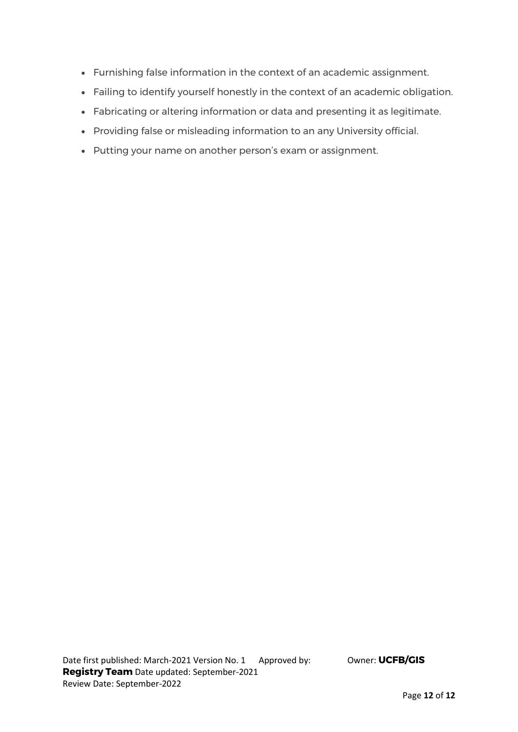- Furnishing false information in the context of an academic assignment.
- Failing to identify yourself honestly in the context of an academic obligation.
- Fabricating or altering information or data and presenting it as legitimate.
- Providing false or misleading information to an any University official.
- Putting your name on another person's exam or assignment.